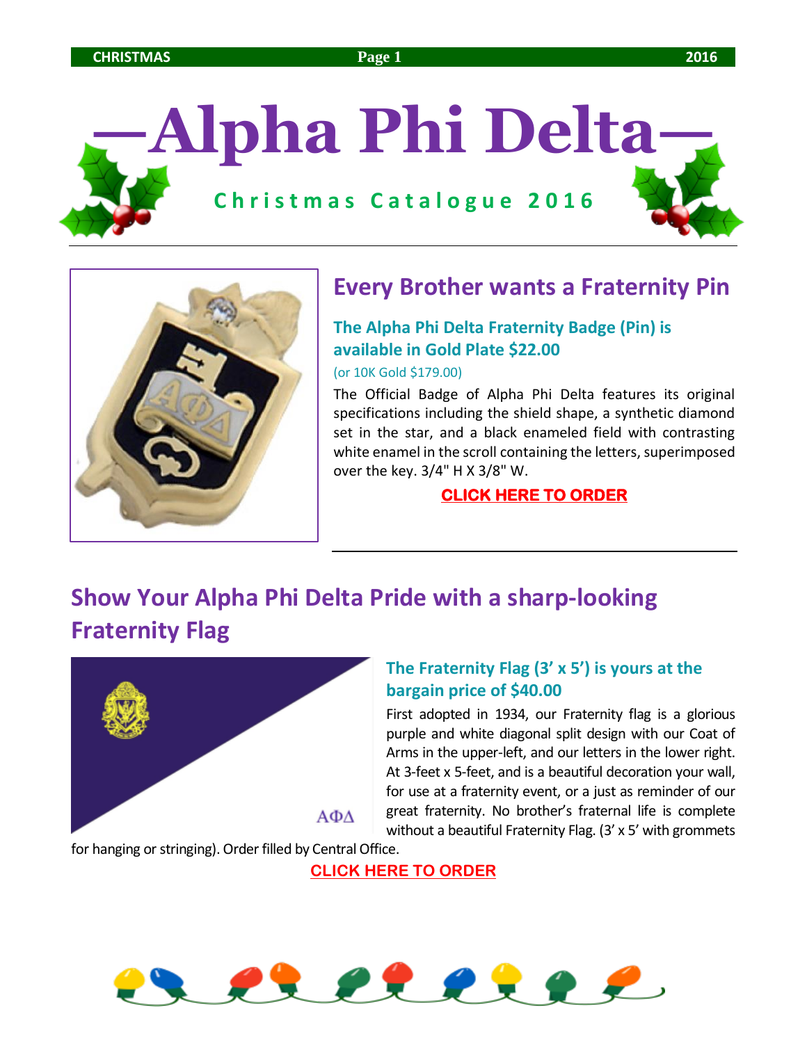# —Alpha Phi Delta—

**Christmas Catalogue 2016**

## Every Brother wants a Fraternity Pin

### The Alpha Phi Delta Fraternity Badge (Pin) is available in Gold Plate $22.00

(or 10K Gold $179.00)

The Official Badge of Alpha Phi Delta features its original specifications including the shield shape, a synthetic diamond set in the star, and a black enameled field with contrasting white enamel in the scroll containing the letters, superimposed over the key. 3/4" H X 3/8" W.

**CLICK HERE TO ORDER**

## Show Your Alpha Phi Delta Pride with a sharp-looking Fraternity Flag

### The Fraternity Flag (3' x 5') is yours at the bargain price of $40.00

First adopted in 1934, our Fraternity flag is a glorious purple and white diagonal split design with our Coat of Arms in the upper-left, and our letters in the lower right. At 3-feet x 5-feet, and is a beautiful decoration your wall, for use at a fraternity event, or a just as reminder of our great fraternity. No brother's fraternal life is complete without a beautiful Fraternity Flag. (3' x 5' with grommets for hanging or stringing). Order filled by Central Office.

**CLICK HERE TO ORDER**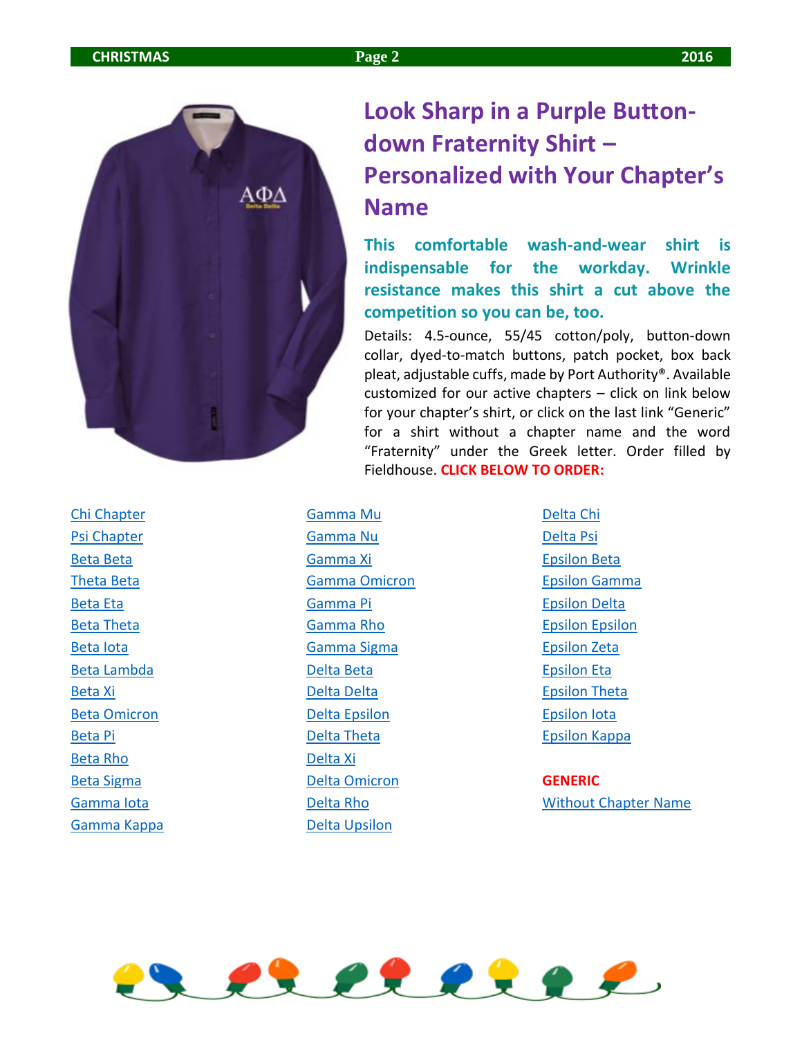# Look Sharp in a Purple Button-down Fraternity Shirt – Personalized with Your Chapter's Name

**This comfortable wash-and-wear shirt is indispensable for the workday. Wrinkle resistance makes this shirt a cut above the competition so you can be, too.**

Details: 4.5-ounce, 55/45 cotton/poly, button-down collar, dyed-to-match buttons, patch pocket, box back pleat, adjustable cuffs, made by Port Authority®. Available customized for our active chapters – click on link below for your chapter's shirt, or click on the last link "Generic" for a shirt without a chapter name and the word "Fraternity" under the Greek letter. Order filled by Fieldhouse. **CLICK BELOW TO ORDER:**

- Chi Chapter
- Psi Chapter
- Beta Beta
- Theta Beta
- Beta Eta
- Beta Theta
- Beta Iota
- Beta Lambda
- Beta Xi
- Beta Omicron
- Beta Pi
- Beta Rho
- Beta Sigma
- Gamma Iota
- Gamma Kappa
- Gamma Mu
- Gamma Nu
- Gamma Xi
- Gamma Omicron
- Gamma Pi
- Gamma Rho
- Gamma Sigma
- Delta Beta
- Delta Delta
- Delta Epsilon
- Delta Theta
- Delta Xi
- Delta Omicron
- Delta Rho
- Delta Upsilon
- Delta Chi
- Delta Psi
- Epsilon Beta
- Epsilon Gamma
- Epsilon Delta
- Epsilon Epsilon
- Epsilon Zeta
- Epsilon Eta
- Epsilon Theta
- Epsilon Iota
- Epsilon Kappa

**GENERIC**

Without Chapter Name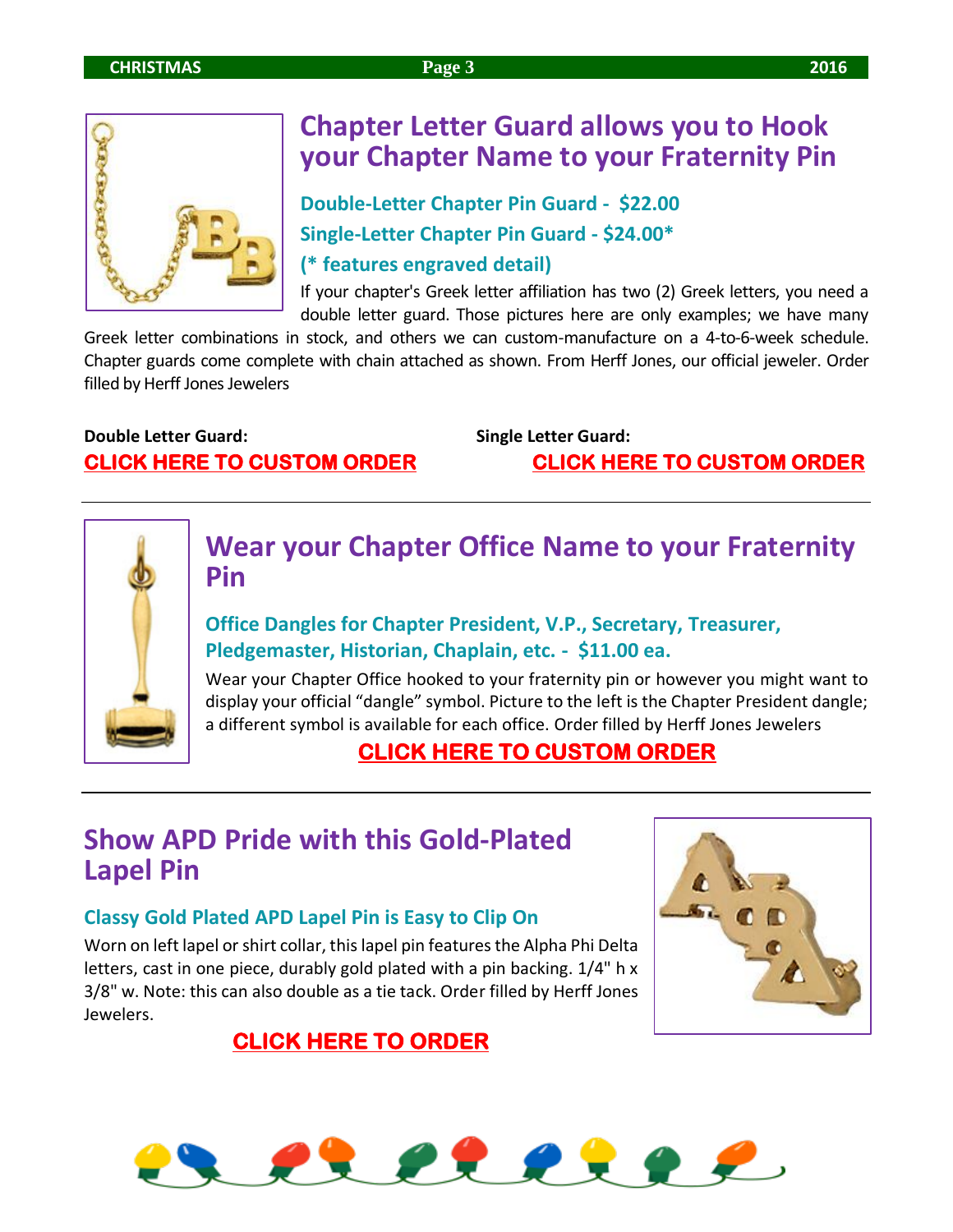## Chapter Letter Guard allows you to Hook your Chapter Name to your Fraternity Pin

### Double-Letter Chapter Pin Guard - $22.00

### Single-Letter Chapter Pin Guard - $24.00*

### (* features engraved detail)

If your chapter's Greek letter affiliation has two (2) Greek letters, you need a double letter guard. Those pictures here are only examples; we have many Greek letter combinations in stock, and others we can custom-manufacture on a 4-to-6-week schedule. Chapter guards come complete with chain attached as shown. From Herff Jones, our official jeweler. Order filled by Herff Jones Jewelers

**Double Letter Guard:**
**CLICK HERE TO CUSTOM ORDER**

**Single Letter Guard:**
**CLICK HERE TO CUSTOM ORDER**

---

## Wear your Chapter Office Name to your Fraternity Pin

### Office Dangles for Chapter President, V.P., Secretary, Treasurer, Pledgemaster, Historian, Chaplain, etc. - $11.00 ea.

Wear your Chapter Office hooked to your fraternity pin or however you might want to display your official "dangle" symbol. Picture to the left is the Chapter President dangle; a different symbol is available for each office. Order filled by Herff Jones Jewelers

**CLICK HERE TO CUSTOM ORDER**

---

## Show APD Pride with this Gold-Plated Lapel Pin

### Classy Gold Plated APD Lapel Pin is Easy to Clip On

Worn on left lapel or shirt collar, this lapel pin features the Alpha Phi Delta letters, cast in one piece, durably gold plated with a pin backing. 1/4" h x 3/8" w. Note: this can also double as a tie tack. Order filled by Herff Jones Jewelers.

**CLICK HERE TO ORDER**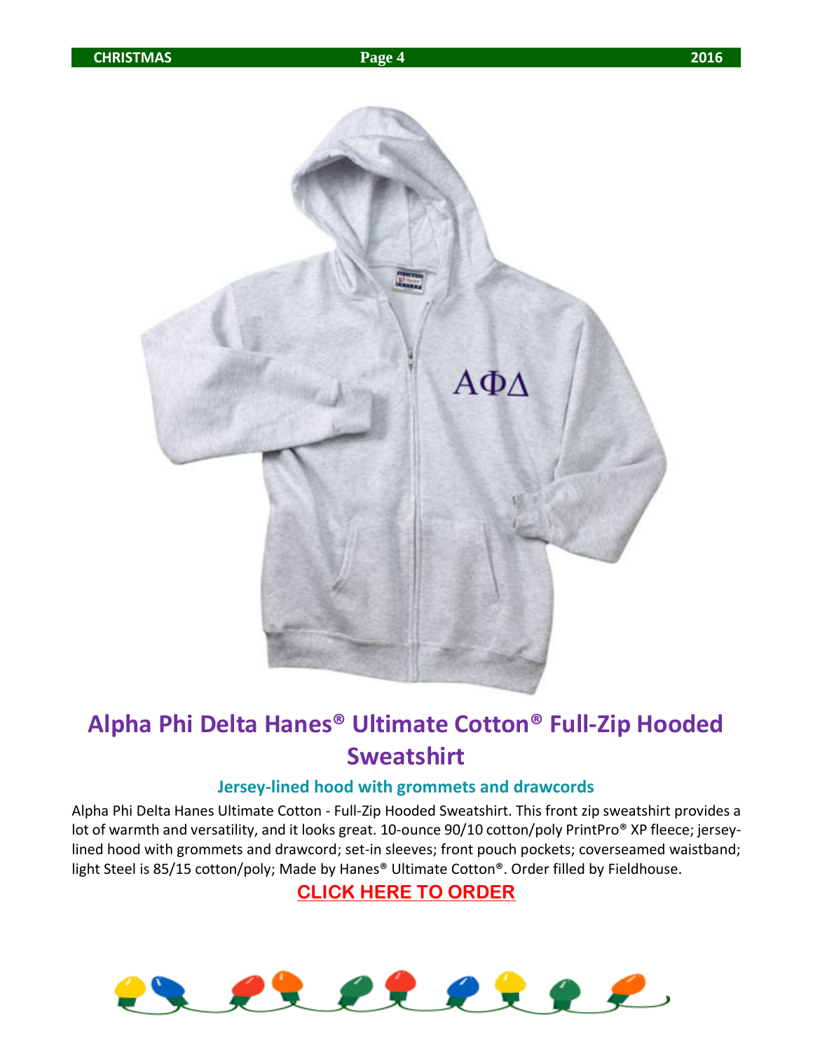# Alpha Phi Delta Hanes® Ultimate Cotton® Full-Zip Hooded Sweatshirt

### Jersey-lined hood with grommets and drawcords

Alpha Phi Delta Hanes Ultimate Cotton - Full-Zip Hooded Sweatshirt. This front zip sweatshirt provides a lot of warmth and versatility, and it looks great. 10-ounce 90/10 cotton/poly PrintPro® XP fleece; jersey-lined hood with grommets and drawcord; set-in sleeves; front pouch pockets; coverseamed waistband; light Steel is 85/15 cotton/poly; Made by Hanes® Ultimate Cotton®. Order filled by Fieldhouse.

**CLICK HERE TO ORDER**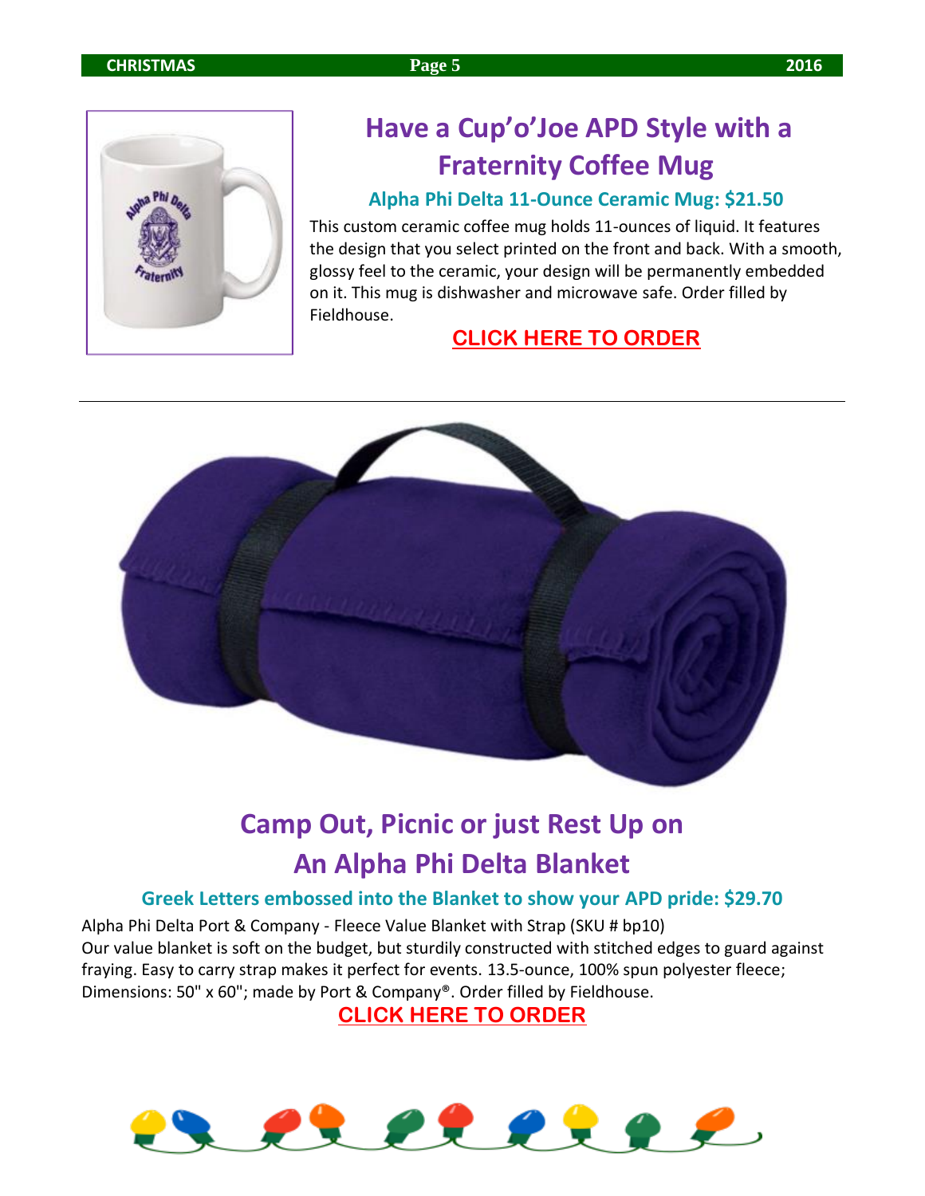## Have a Cup'o'Joe APD Style with a Fraternity Coffee Mug

### Alpha Phi Delta 11-Ounce Ceramic Mug: $21.50

This custom ceramic coffee mug holds 11-ounces of liquid. It features the design that you select printed on the front and back. With a smooth, glossy feel to the ceramic, your design will be permanently embedded on it. This mug is dishwasher and microwave safe. Order filled by Fieldhouse.

**CLICK HERE TO ORDER**

---

## Camp Out, Picnic or just Rest Up on An Alpha Phi Delta Blanket

### Greek Letters embossed into the Blanket to show your APD pride: $29.70

Alpha Phi Delta Port & Company - Fleece Value Blanket with Strap (SKU # bp10)
Our value blanket is soft on the budget, but sturdily constructed with stitched edges to guard against fraying. Easy to carry strap makes it perfect for events. 13.5-ounce, 100% spun polyester fleece; Dimensions: 50" x 60"; made by Port & Company®. Order filled by Fieldhouse.

**CLICK HERE TO ORDER**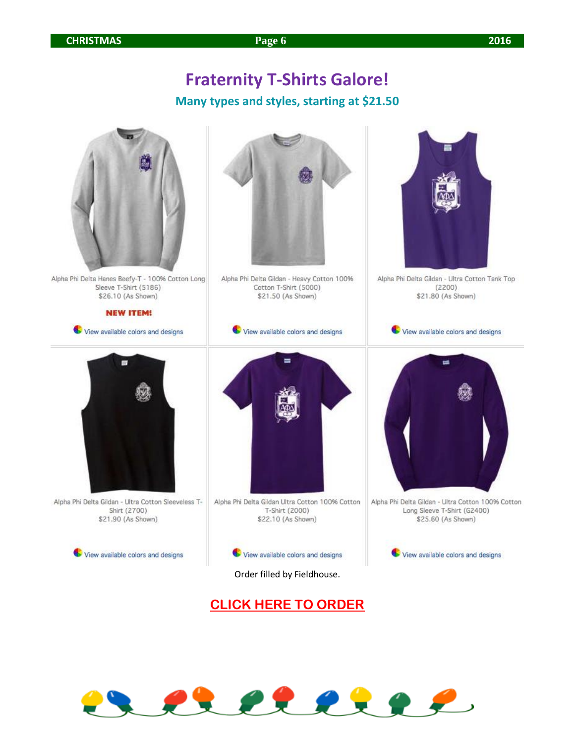# Fraternity T-Shirts Galore!

## Many types and styles, starting at $21.50

| | | |
|---|---|---|
| Alpha Phi Delta Hanes Beefy-T - 100% Cotton Long Sleeve T-Shirt (5186)<br>$26.10 (As Shown)<br>**NEW ITEM!**<br>View available colors and designs | Alpha Phi Delta Gildan - Heavy Cotton 100% Cotton T-Shirt (5000)<br>$21.50 (As Shown)<br>View available colors and designs | Alpha Phi Delta Gildan - Ultra Cotton Tank Top (2200)<br>$21.80 (As Shown)<br>View available colors and designs |
| Alpha Phi Delta Gildan - Ultra Cotton Sleeveless T-Shirt (2700)<br>$21.90 (As Shown)<br>View available colors and designs | Alpha Phi Delta Gildan Ultra Cotton 100% Cotton T-Shirt (2000)<br>$22.10 (As Shown)<br>View available colors and designs | Alpha Phi Delta Gildan - Ultra Cotton 100% Cotton Long Sleeve T-Shirt (G2400)<br>$25.60 (As Shown)<br>View available colors and designs |

Order filled by Fieldhouse.

**CLICK HERE TO ORDER**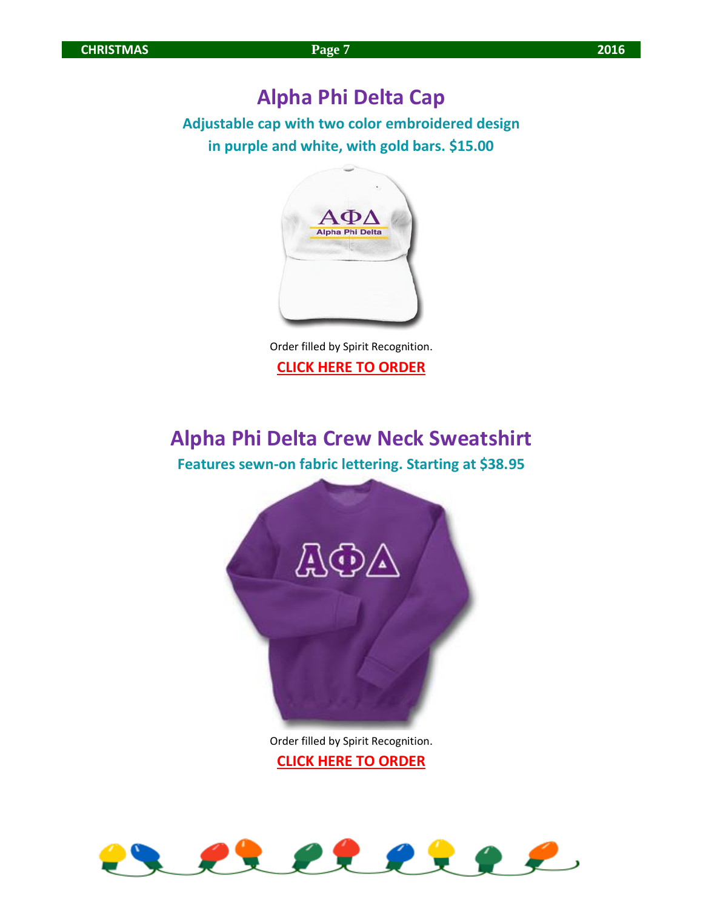## Alpha Phi Delta Cap

**Adjustable cap with two color embroidered design in purple and white, with gold bars. $15.00**

Order filled by Spirit Recognition.

**CLICK HERE TO ORDER**

## Alpha Phi Delta Crew Neck Sweatshirt

**Features sewn-on fabric lettering. Starting at $38.95**

Order filled by Spirit Recognition.

**CLICK HERE TO ORDER**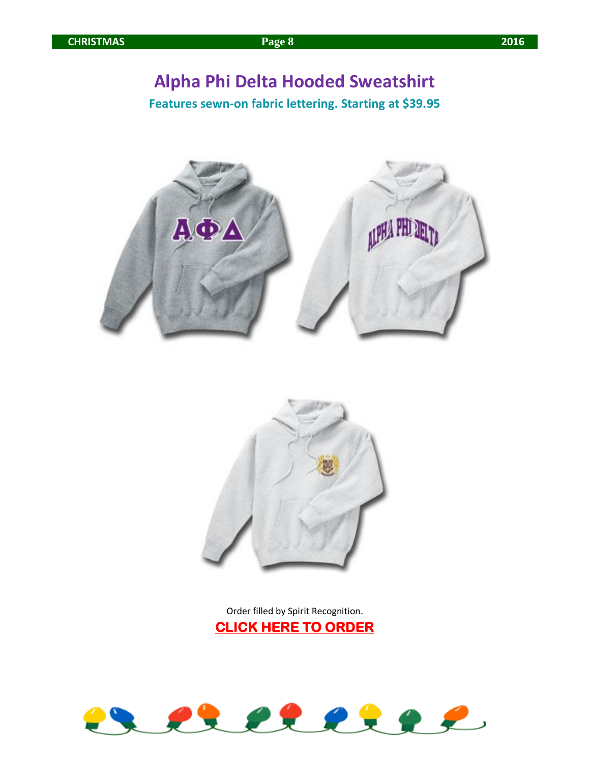# Alpha Phi Delta Hooded Sweatshirt

**Features sewn-on fabric lettering. Starting at $39.95**

Order filled by Spirit Recognition.

**CLICK HERE TO ORDER**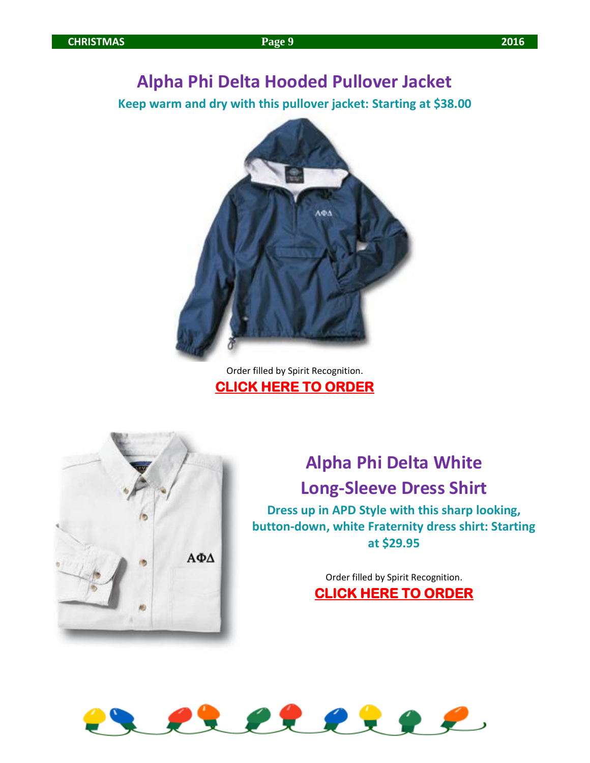## Alpha Phi Delta Hooded Pullover Jacket

**Keep warm and dry with this pullover jacket: Starting at $38.00**

Order filled by Spirit Recognition.

**CLICK HERE TO ORDER**

## Alpha Phi Delta White Long-Sleeve Dress Shirt

**Dress up in APD Style with this sharp looking, button-down, white Fraternity dress shirt: Starting at $29.95**

Order filled by Spirit Recognition.

**CLICK HERE TO ORDER**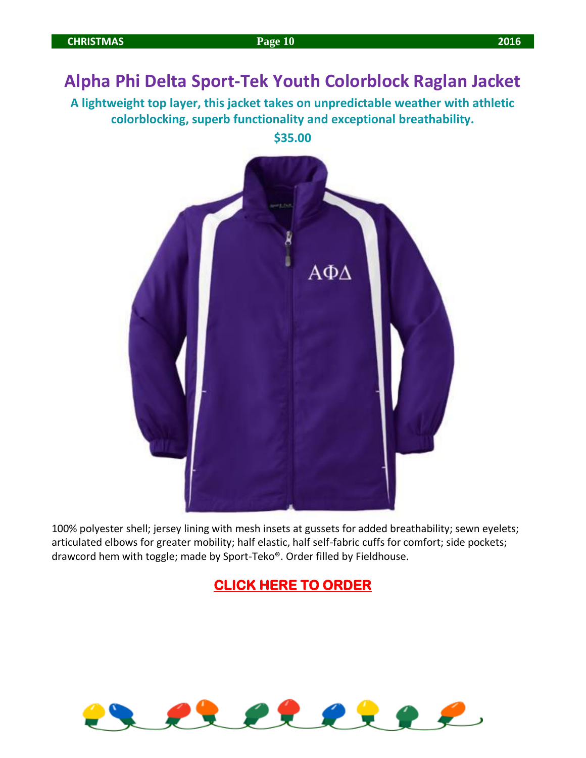# Alpha Phi Delta Sport-Tek Youth Colorblock Raglan Jacket

**A lightweight top layer, this jacket takes on unpredictable weather with athletic colorblocking, superb functionality and exceptional breathability.**

**$35.00**

100% polyester shell; jersey lining with mesh insets at gussets for added breathability; sewn eyelets; articulated elbows for greater mobility; half elastic, half self-fabric cuffs for comfort; side pockets; drawcord hem with toggle; made by Sport-Teko®. Order filled by Fieldhouse.

**CLICK HERE TO ORDER**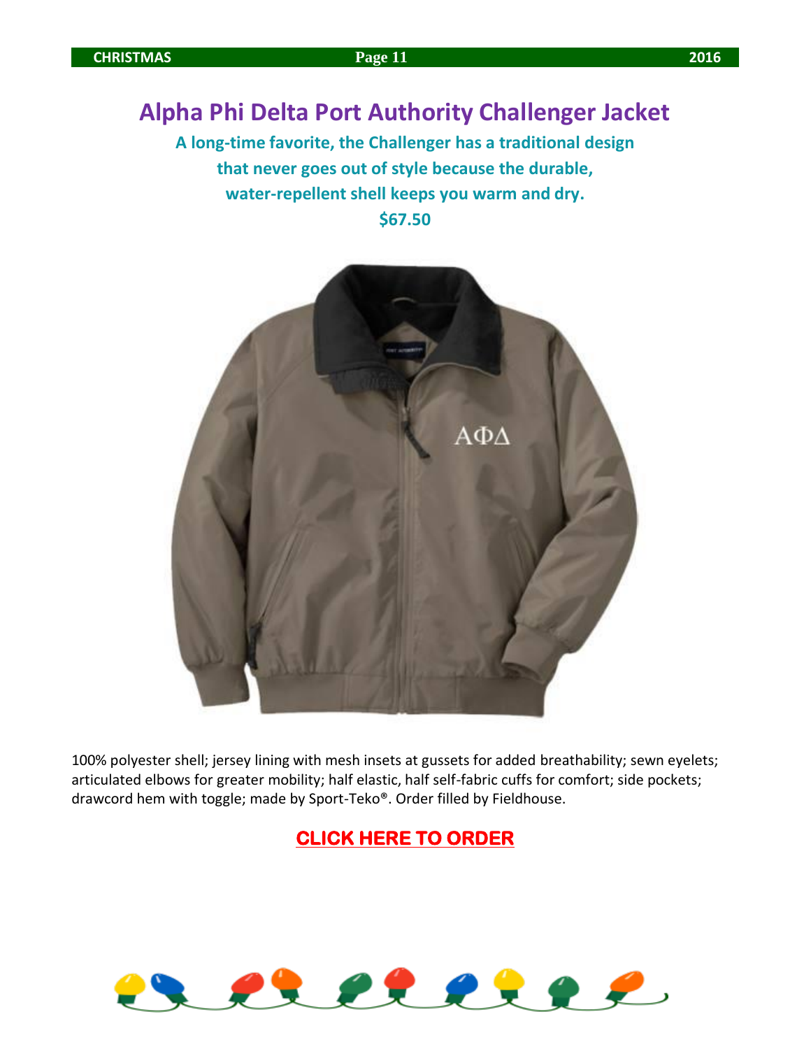# Alpha Phi Delta Port Authority Challenger Jacket

**A long-time favorite, the Challenger has a traditional design that never goes out of style because the durable, water-repellent shell keeps you warm and dry.**

**$67.50**

100% polyester shell; jersey lining with mesh insets at gussets for added breathability; sewn eyelets; articulated elbows for greater mobility; half elastic, half self-fabric cuffs for comfort; side pockets; drawcord hem with toggle; made by Sport-Teko®. Order filled by Fieldhouse.

**CLICK HERE TO ORDER**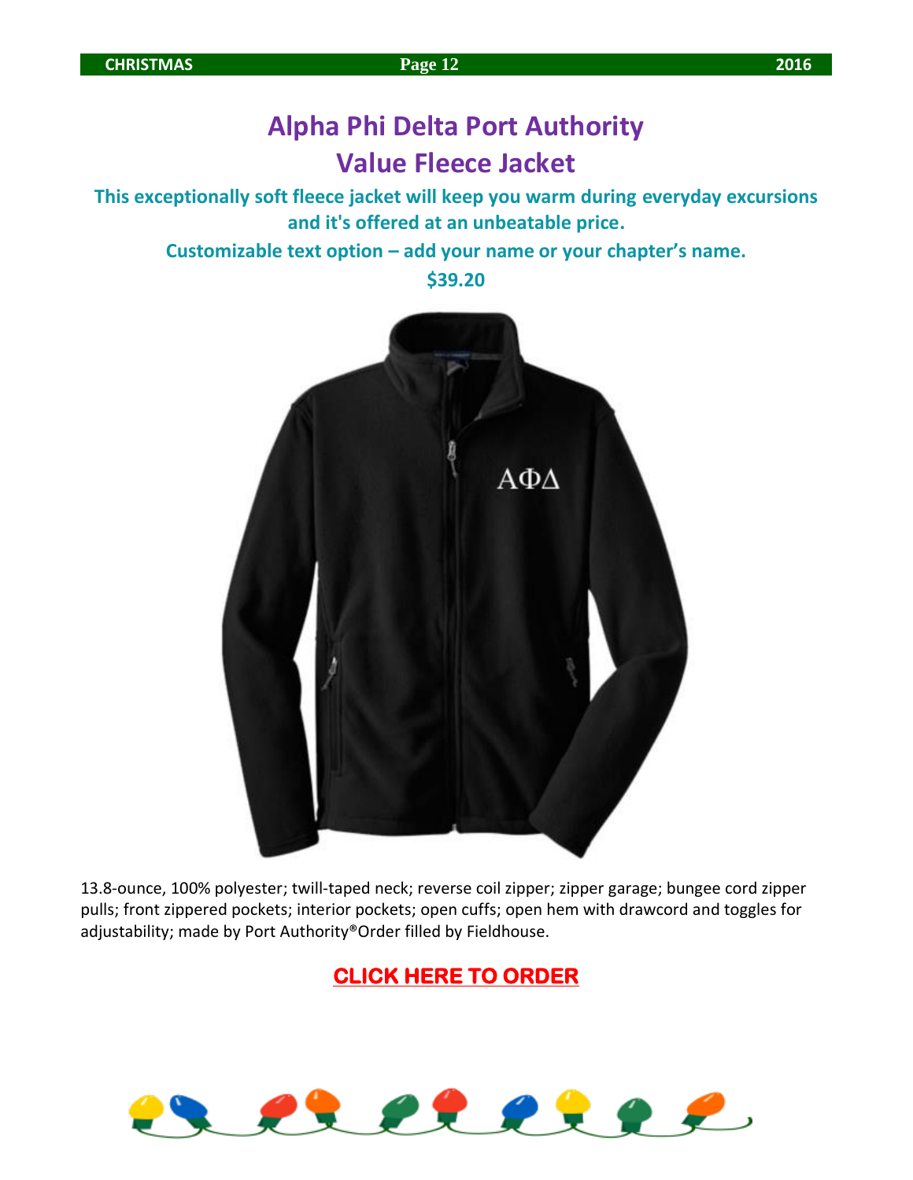# Alpha Phi Delta Port Authority Value Fleece Jacket

**This exceptionally soft fleece jacket will keep you warm during everyday excursions and it's offered at an unbeatable price.**

**Customizable text option – add your name or your chapter's name.**

**$39.20**

13.8-ounce, 100% polyester; twill-taped neck; reverse coil zipper; zipper garage; bungee cord zipper pulls; front zippered pockets; interior pockets; open cuffs; open hem with drawcord and toggles for adjustability; made by Port Authority®Order filled by Fieldhouse.

**CLICK HERE TO ORDER**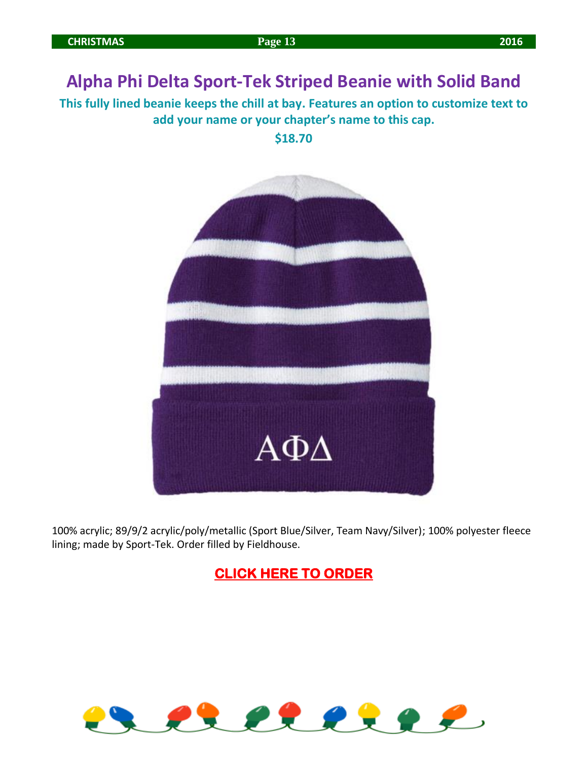# Alpha Phi Delta Sport-Tek Striped Beanie with Solid Band

**This fully lined beanie keeps the chill at bay. Features an option to customize text to add your name or your chapter's name to this cap.**

**$18.70**

100% acrylic; 89/9/2 acrylic/poly/metallic (Sport Blue/Silver, Team Navy/Silver); 100% polyester fleece lining; made by Sport-Tek. Order filled by Fieldhouse.

**CLICK HERE TO ORDER**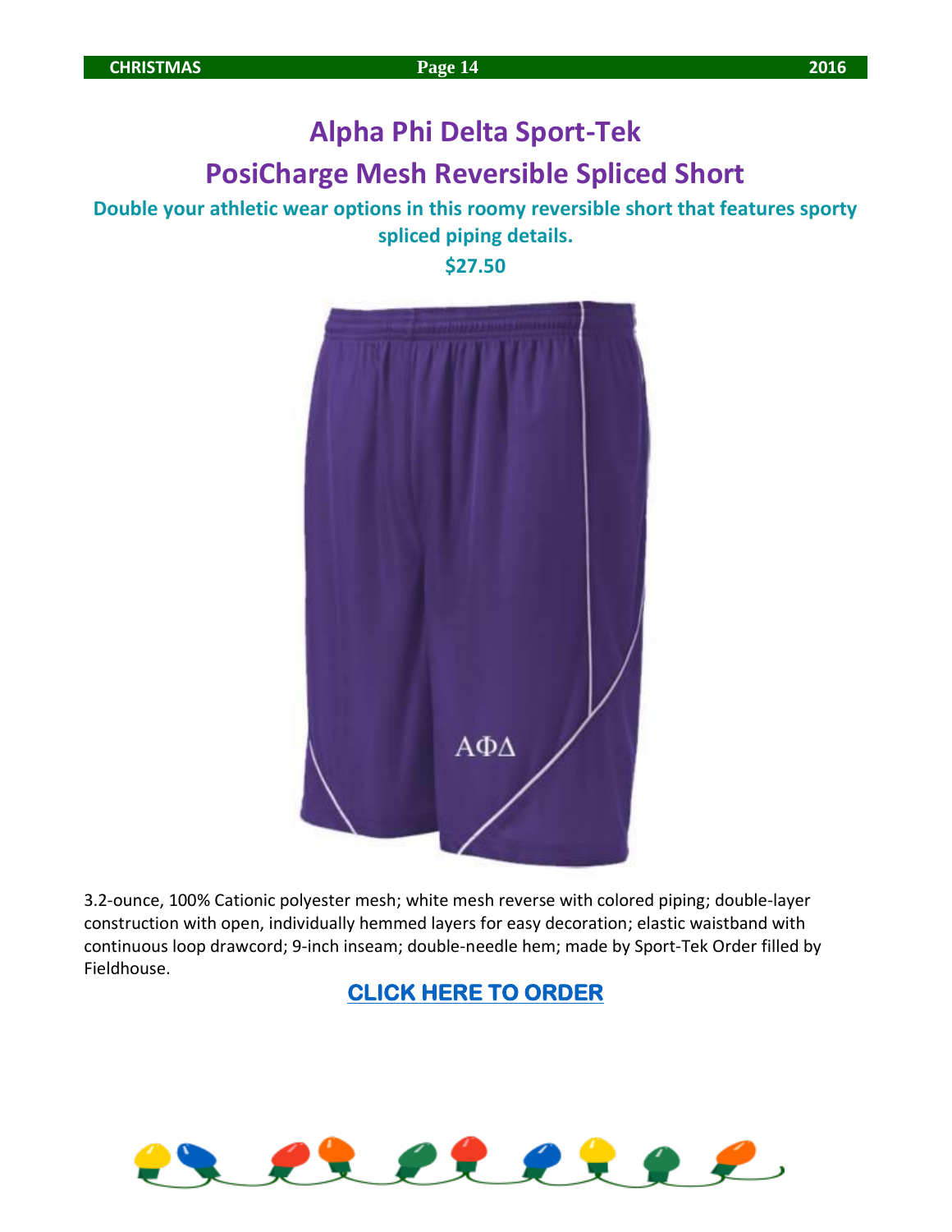# Alpha Phi Delta Sport-Tek

# PosiCharge Mesh Reversible Spliced Short

**Double your athletic wear options in this roomy reversible short that features sporty spliced piping details.**

**$27.50**

3.2-ounce, 100% Cationic polyester mesh; white mesh reverse with colored piping; double-layer construction with open, individually hemmed layers for easy decoration; elastic waistband with continuous loop drawcord; 9-inch inseam; double-needle hem; made by Sport-Tek Order filled by Fieldhouse.

**CLICK HERE TO ORDER**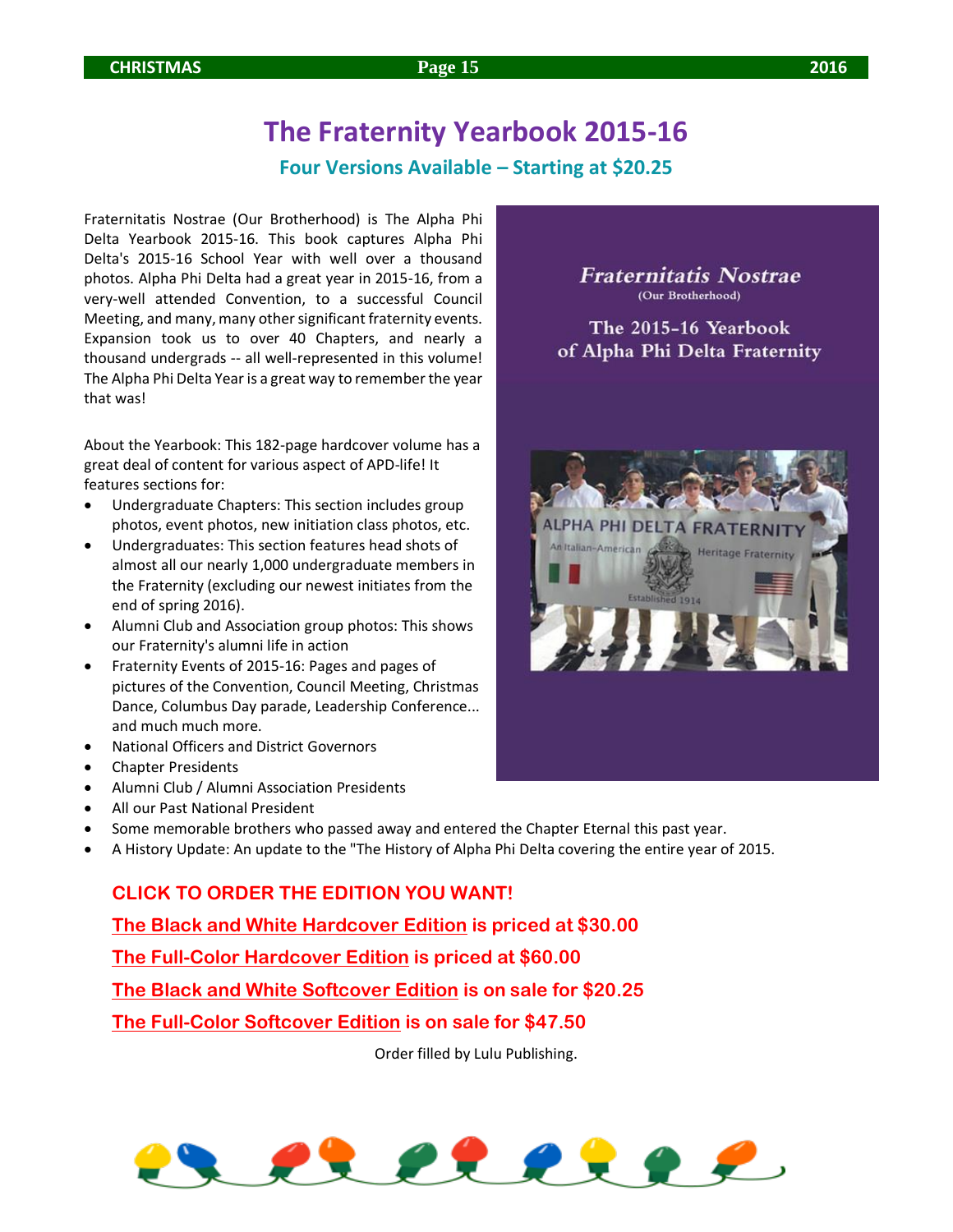# The Fraternity Yearbook 2015-16

## Four Versions Available – Starting at $20.25

Fraternitatis Nostrae (Our Brotherhood) is The Alpha Phi Delta Yearbook 2015-16. This book captures Alpha Phi Delta's 2015-16 School Year with well over a thousand photos. Alpha Phi Delta had a great year in 2015-16, from a very-well attended Convention, to a successful Council Meeting, and many, many other significant fraternity events. Expansion took us to over 40 Chapters, and nearly a thousand undergrads -- all well-represented in this volume! The Alpha Phi Delta Year is a great way to remember the year that was!

About the Yearbook: This 182-page hardcover volume has a great deal of content for various aspect of APD-life! It features sections for:

- Undergraduate Chapters: This section includes group photos, event photos, new initiation class photos, etc.
- Undergraduates: This section features head shots of almost all our nearly 1,000 undergraduate members in the Fraternity (excluding our newest initiates from the end of spring 2016).
- Alumni Club and Association group photos: This shows our Fraternity's alumni life in action
- Fraternity Events of 2015-16: Pages and pages of pictures of the Convention, Council Meeting, Christmas Dance, Columbus Day parade, Leadership Conference... and much much more.
- National Officers and District Governors
- Chapter Presidents
- Alumni Club / Alumni Association Presidents
- All our Past National President
- Some memorable brothers who passed away and entered the Chapter Eternal this past year.
- A History Update: An update to the "The History of Alpha Phi Delta covering the entire year of 2015.

*Fraternitatis Nostrae*
(Our Brotherhood)

The 2015-16 Yearbook
of Alpha Phi Delta Fraternity

**CLICK TO ORDER THE EDITION YOU WANT!**

**The Black and White Hardcover Edition is priced at $30.00**

**The Full-Color Hardcover Edition is priced at $60.00**

**The Black and White Softcover Edition is on sale for $20.25**

**The Full-Color Softcover Edition is on sale for $47.50**

Order filled by Lulu Publishing.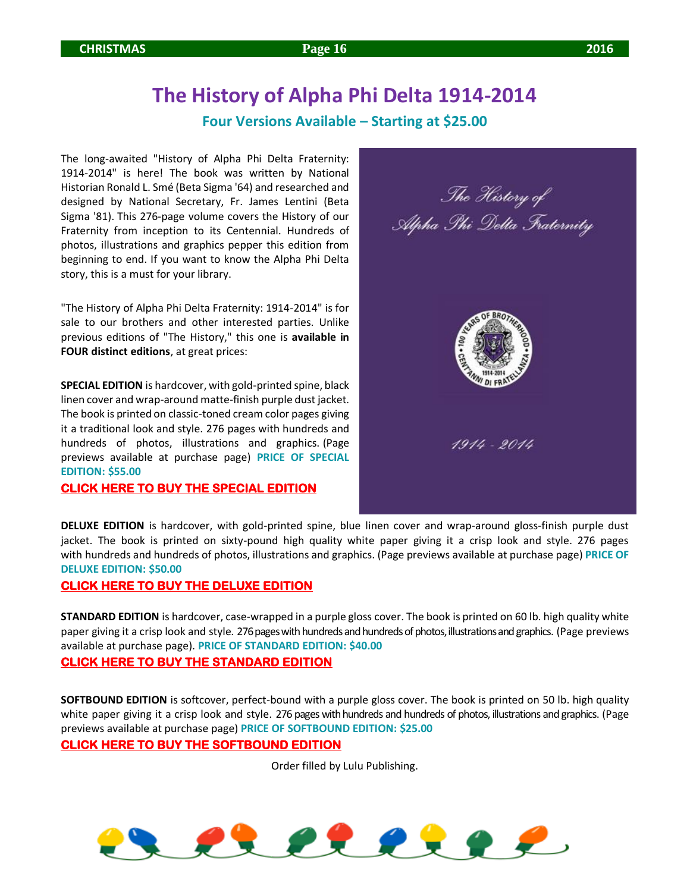# The History of Alpha Phi Delta 1914-2014

## Four Versions Available – Starting at $25.00

The long-awaited "History of Alpha Phi Delta Fraternity: 1914-2014" is here! The book was written by National Historian Ronald L. Smé (Beta Sigma '64) and researched and designed by National Secretary, Fr. James Lentini (Beta Sigma '81). This 276-page volume covers the History of our Fraternity from inception to its Centennial. Hundreds of photos, illustrations and graphics pepper this edition from beginning to end. If you want to know the Alpha Phi Delta story, this is a must for your library.

"The History of Alpha Phi Delta Fraternity: 1914-2014" is for sale to our brothers and other interested parties. Unlike previous editions of "The History," this one is **available in FOUR distinct editions**, at great prices:

**SPECIAL EDITION** is hardcover, with gold-printed spine, black linen cover and wrap-around matte-finish purple dust jacket. The book is printed on classic-toned cream color pages giving it a traditional look and style. 276 pages with hundreds and hundreds of photos, illustrations and graphics. (Page previews available at purchase page) **PRICE OF SPECIAL EDITION: $55.00**

**CLICK HERE TO BUY THE SPECIAL EDITION**

**DELUXE EDITION** is hardcover, with gold-printed spine, blue linen cover and wrap-around gloss-finish purple dust jacket. The book is printed on sixty-pound high quality white paper giving it a crisp look and style. 276 pages with hundreds and hundreds of photos, illustrations and graphics. (Page previews available at purchase page) **PRICE OF DELUXE EDITION: $50.00**

**CLICK HERE TO BUY THE DELUXE EDITION**

**STANDARD EDITION** is hardcover, case-wrapped in a purple gloss cover. The book is printed on 60 lb. high quality white paper giving it a crisp look and style. 276 pages with hundreds and hundreds of photos, illustrations and graphics. (Page previews available at purchase page). **PRICE OF STANDARD EDITION: $40.00**

**CLICK HERE TO BUY THE STANDARD EDITION**

**SOFTBOUND EDITION** is softcover, perfect-bound with a purple gloss cover. The book is printed on 50 lb. high quality white paper giving it a crisp look and style. 276 pages with hundreds and hundreds of photos, illustrations and graphics. (Page previews available at purchase page) **PRICE OF SOFTBOUND EDITION: $25.00**

**CLICK HERE TO BUY THE SOFTBOUND EDITION**

Order filled by Lulu Publishing.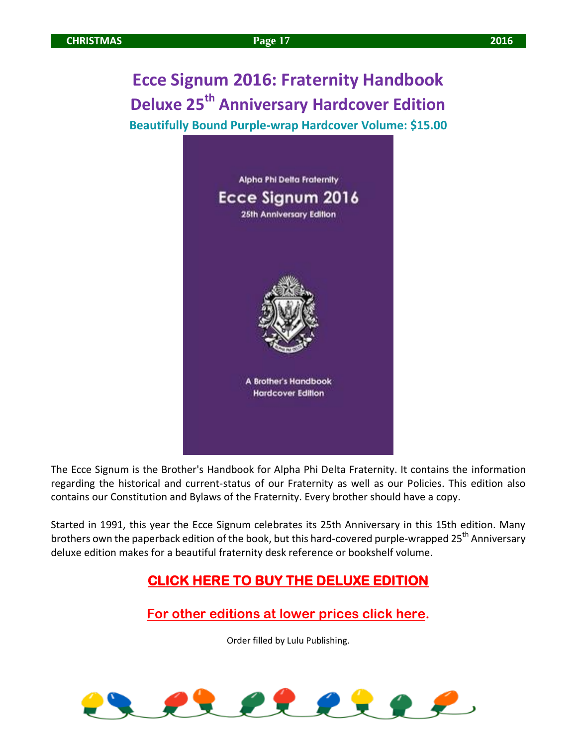# Ecce Signum 2016: Fraternity Handbook

## Deluxe 25th Anniversary Hardcover Edition

### Beautifully Bound Purple-wrap Hardcover Volume: $15.00

The Ecce Signum is the Brother's Handbook for Alpha Phi Delta Fraternity. It contains the information regarding the historical and current-status of our Fraternity as well as our Policies. This edition also contains our Constitution and Bylaws of the Fraternity. Every brother should have a copy.

Started in 1991, this year the Ecce Signum celebrates its 25th Anniversary in this 15th edition. Many brothers own the paperback edition of the book, but this hard-covered purple-wrapped 25th Anniversary deluxe edition makes for a beautiful fraternity desk reference or bookshelf volume.

**CLICK HERE TO BUY THE DELUXE EDITION**

For other editions at lower prices click here.

Order filled by Lulu Publishing.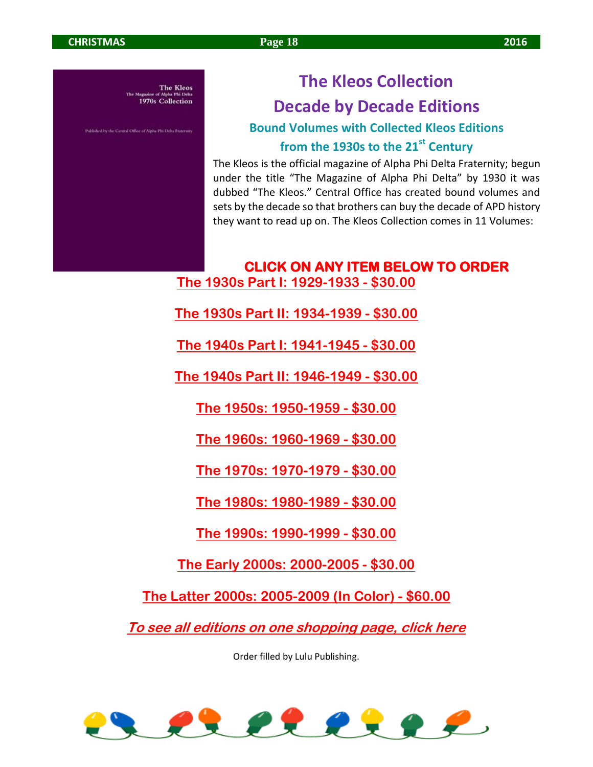# The Kleos Collection

# Decade by Decade Editions

### Bound Volumes with Collected Kleos Editions from the 1930s to the 21st Century

The Kleos is the official magazine of Alpha Phi Delta Fraternity; begun under the title "The Magazine of Alpha Phi Delta" by 1930 it was dubbed "The Kleos." Central Office has created bound volumes and sets by the decade so that brothers can buy the decade of APD history they want to read up on. The Kleos Collection comes in 11 Volumes:

**CLICK ON ANY ITEM BELOW TO ORDER**

**The 1930s Part I: 1929-1933 - $30.00**

**The 1930s Part II: 1934-1939 - $30.00**

**The 1940s Part I: 1941-1945 - $30.00**

**The 1940s Part II: 1946-1949 - $30.00**

**The 1950s: 1950-1959 - $30.00**

**The 1960s: 1960-1969 - $30.00**

**The 1970s: 1970-1979 - $30.00**

**The 1980s: 1980-1989 - $30.00**

**The 1990s: 1990-1999 - $30.00**

**The Early 2000s: 2000-2005 - $30.00**

**The Latter 2000s: 2005-2009 (In Color) - $60.00**

***To see all editions on one shopping page, click here***

Order filled by Lulu Publishing.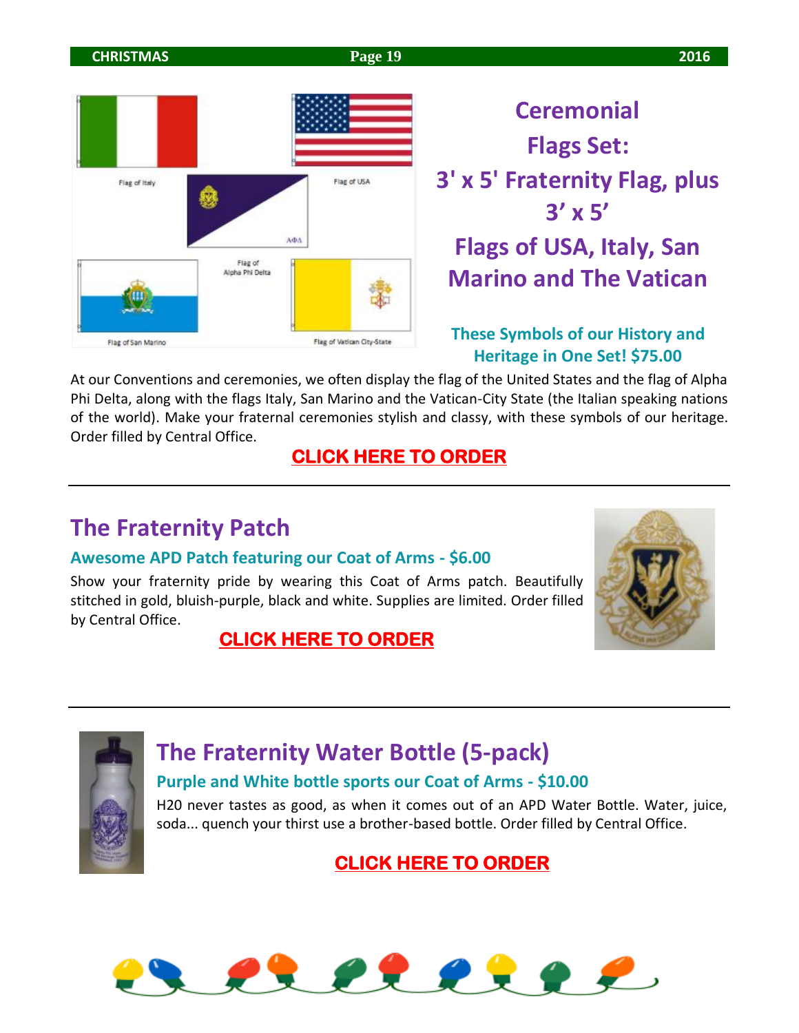## Ceremonial Flags Set: 3' x 5' Fraternity Flag, plus 3' x 5' Flags of USA, Italy, San Marino and The Vatican

### These Symbols of our History and Heritage in One Set! $75.00

At our Conventions and ceremonies, we often display the flag of the United States and the flag of Alpha Phi Delta, along with the flags Italy, San Marino and the Vatican-City State (the Italian speaking nations of the world). Make your fraternal ceremonies stylish and classy, with these symbols of our heritage. Order filled by Central Office.

**CLICK HERE TO ORDER**

---

## The Fraternity Patch

### Awesome APD Patch featuring our Coat of Arms - $6.00

Show your fraternity pride by wearing this Coat of Arms patch. Beautifully stitched in gold, bluish-purple, black and white. Supplies are limited. Order filled by Central Office.

**CLICK HERE TO ORDER**

---

## The Fraternity Water Bottle (5-pack)

### Purple and White bottle sports our Coat of Arms - $10.00

H20 never tastes as good, as when it comes out of an APD Water Bottle. Water, juice, soda... quench your thirst use a brother-based bottle. Order filled by Central Office.

**CLICK HERE TO ORDER**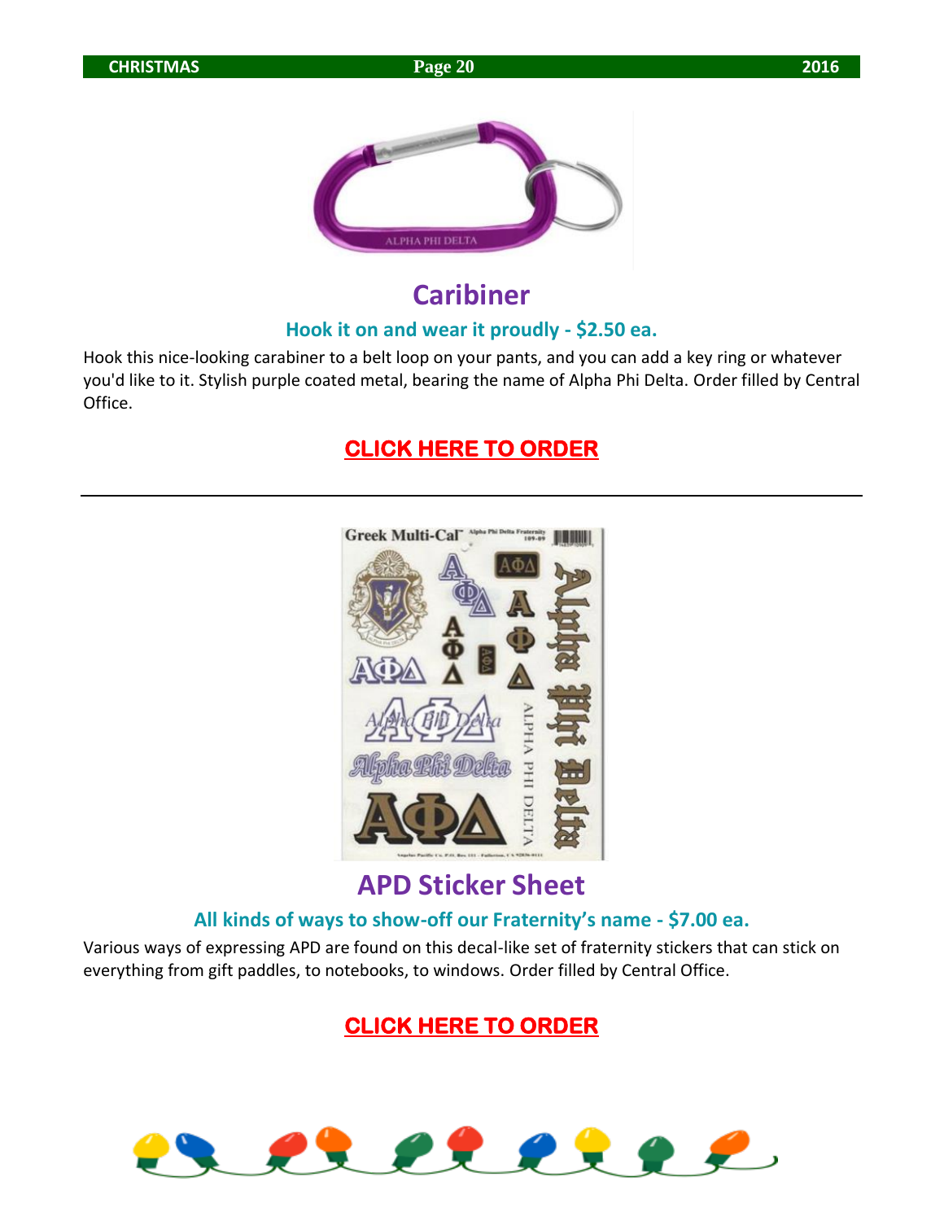## Caribiner

### Hook it on and wear it proudly - $2.50 ea.

Hook this nice-looking carabiner to a belt loop on your pants, and you can add a key ring or whatever you'd like to it. Stylish purple coated metal, bearing the name of Alpha Phi Delta. Order filled by Central Office.

**CLICK HERE TO ORDER**

---

## APD Sticker Sheet

### All kinds of ways to show-off our Fraternity's name - $7.00 ea.

Various ways of expressing APD are found on this decal-like set of fraternity stickers that can stick on everything from gift paddles, to notebooks, to windows. Order filled by Central Office.

**CLICK HERE TO ORDER**